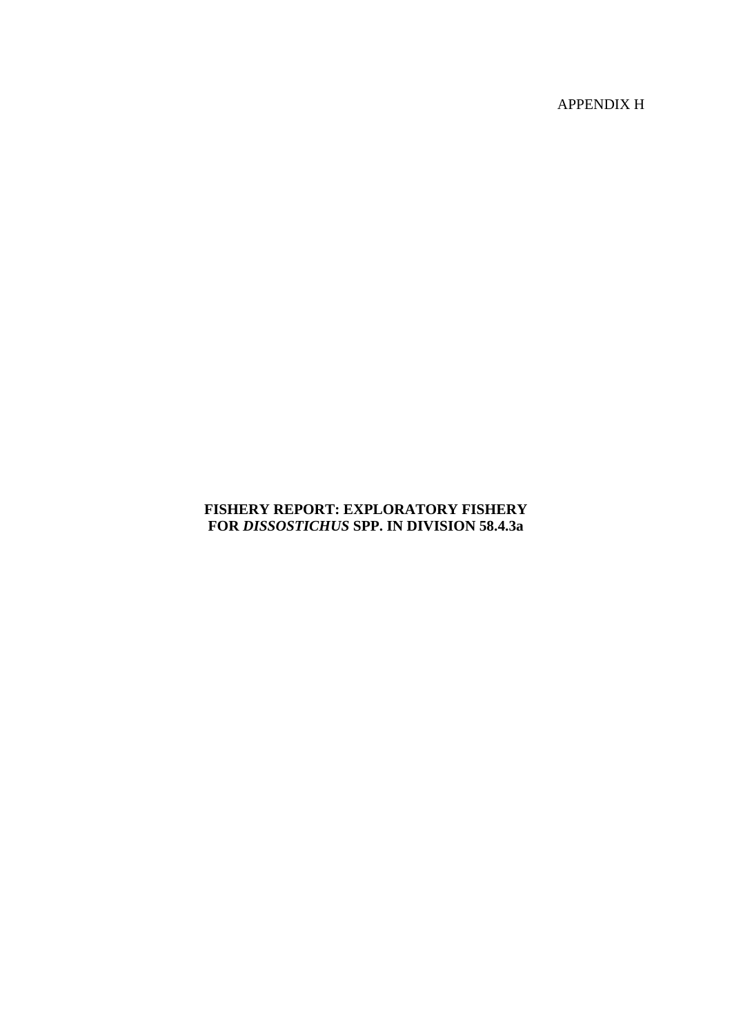APPENDIX H

# FISHERY REPORT: EXPLORATORY FISHERY FOR *DISSOSTICHUS* SPP. IN DIVISION 58.4.3a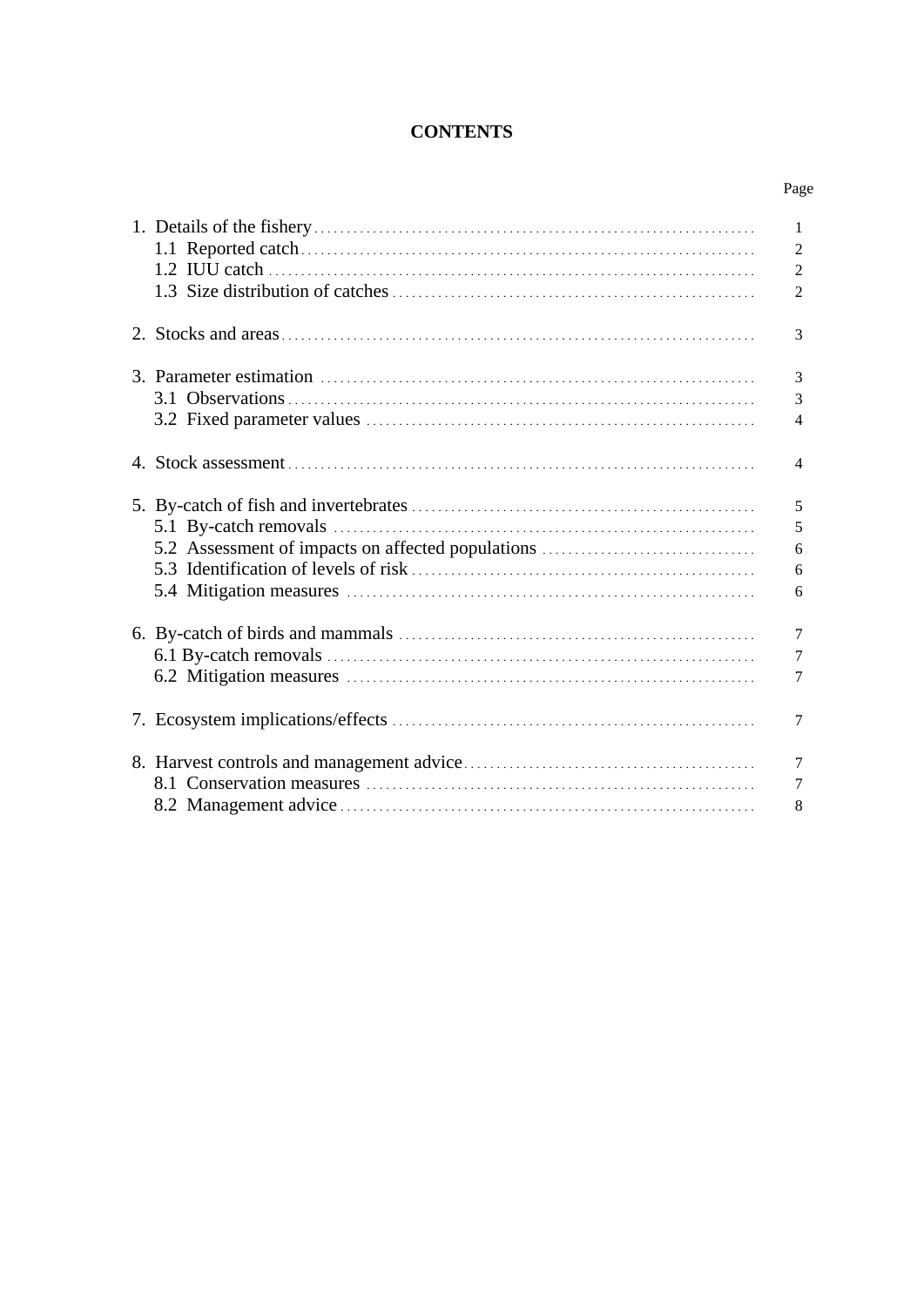# CONTENTS

| | Page |
|---|---|
| 1. Details of the fishery | 1 |
| 1.1 Reported catch | 2 |
| 1.2 IUU catch | 2 |
| 1.3 Size distribution of catches | 2 |
| 2. Stocks and areas | 3 |
| 3. Parameter estimation | 3 |
| 3.1 Observations | 3 |
| 3.2 Fixed parameter values | 4 |
| 4. Stock assessment | 4 |
| 5. By-catch of fish and invertebrates | 5 |
| 5.1 By-catch removals | 5 |
| 5.2 Assessment of impacts on affected populations | 6 |
| 5.3 Identification of levels of risk | 6 |
| 5.4 Mitigation measures | 6 |
| 6. By-catch of birds and mammals | 7 |
| 6.1 By-catch removals | 7 |
| 6.2 Mitigation measures | 7 |
| 7. Ecosystem implications/effects | 7 |
| 8. Harvest controls and management advice | 7 |
| 8.1 Conservation measures | 7 |
| 8.2 Management advice | 8 |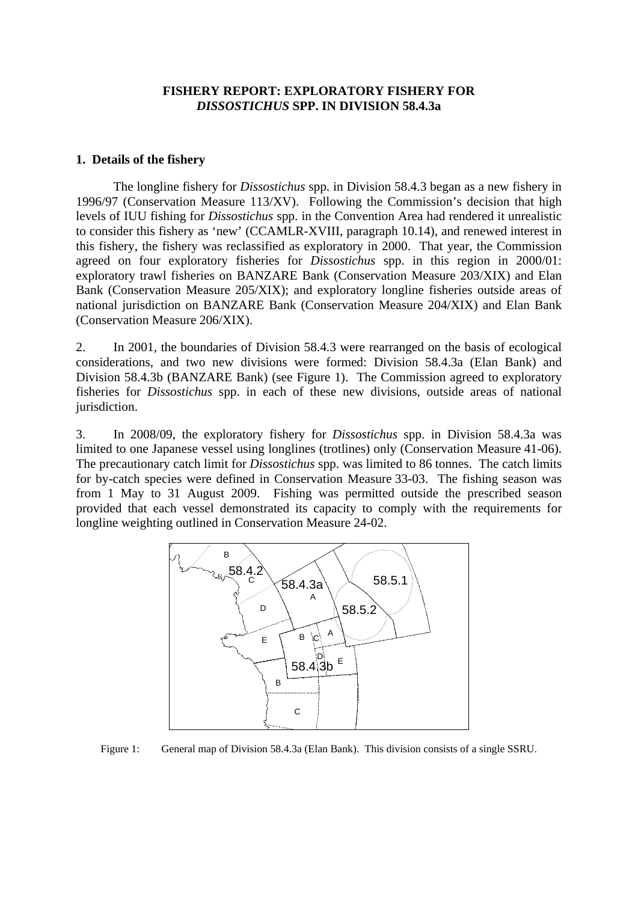# FISHERY REPORT: EXPLORATORY FISHERY FOR *DISSOSTICHUS* SPP. IN DIVISION 58.4.3a

## 1. Details of the fishery

The longline fishery for *Dissostichus* spp. in Division 58.4.3 began as a new fishery in 1996/97 (Conservation Measure 113/XV). Following the Commission's decision that high levels of IUU fishing for *Dissostichus* spp. in the Convention Area had rendered it unrealistic to consider this fishery as 'new' (CCAMLR-XVIII, paragraph 10.14), and renewed interest in this fishery, the fishery was reclassified as exploratory in 2000. That year, the Commission agreed on four exploratory fisheries for *Dissostichus* spp. in this region in 2000/01: exploratory trawl fisheries on BANZARE Bank (Conservation Measure 203/XIX) and Elan Bank (Conservation Measure 205/XIX); and exploratory longline fisheries outside areas of national jurisdiction on BANZARE Bank (Conservation Measure 204/XIX) and Elan Bank (Conservation Measure 206/XIX).

2. In 2001, the boundaries of Division 58.4.3 were rearranged on the basis of ecological considerations, and two new divisions were formed: Division 58.4.3a (Elan Bank) and Division 58.4.3b (BANZARE Bank) (see Figure 1). The Commission agreed to exploratory fisheries for *Dissostichus* spp. in each of these new divisions, outside areas of national jurisdiction.

3. In 2008/09, the exploratory fishery for *Dissostichus* spp. in Division 58.4.3a was limited to one Japanese vessel using longlines (trotlines) only (Conservation Measure 41-06). The precautionary catch limit for *Dissostichus* spp. was limited to 86 tonnes. The catch limits for by-catch species were defined in Conservation Measure 33-03. The fishing season was from 1 May to 31 August 2009. Fishing was permitted outside the prescribed season provided that each vessel demonstrated its capacity to comply with the requirements for longline weighting outlined in Conservation Measure 24-02.

Figure 1: General map of Division 58.4.3a (Elan Bank). This division consists of a single SSRU.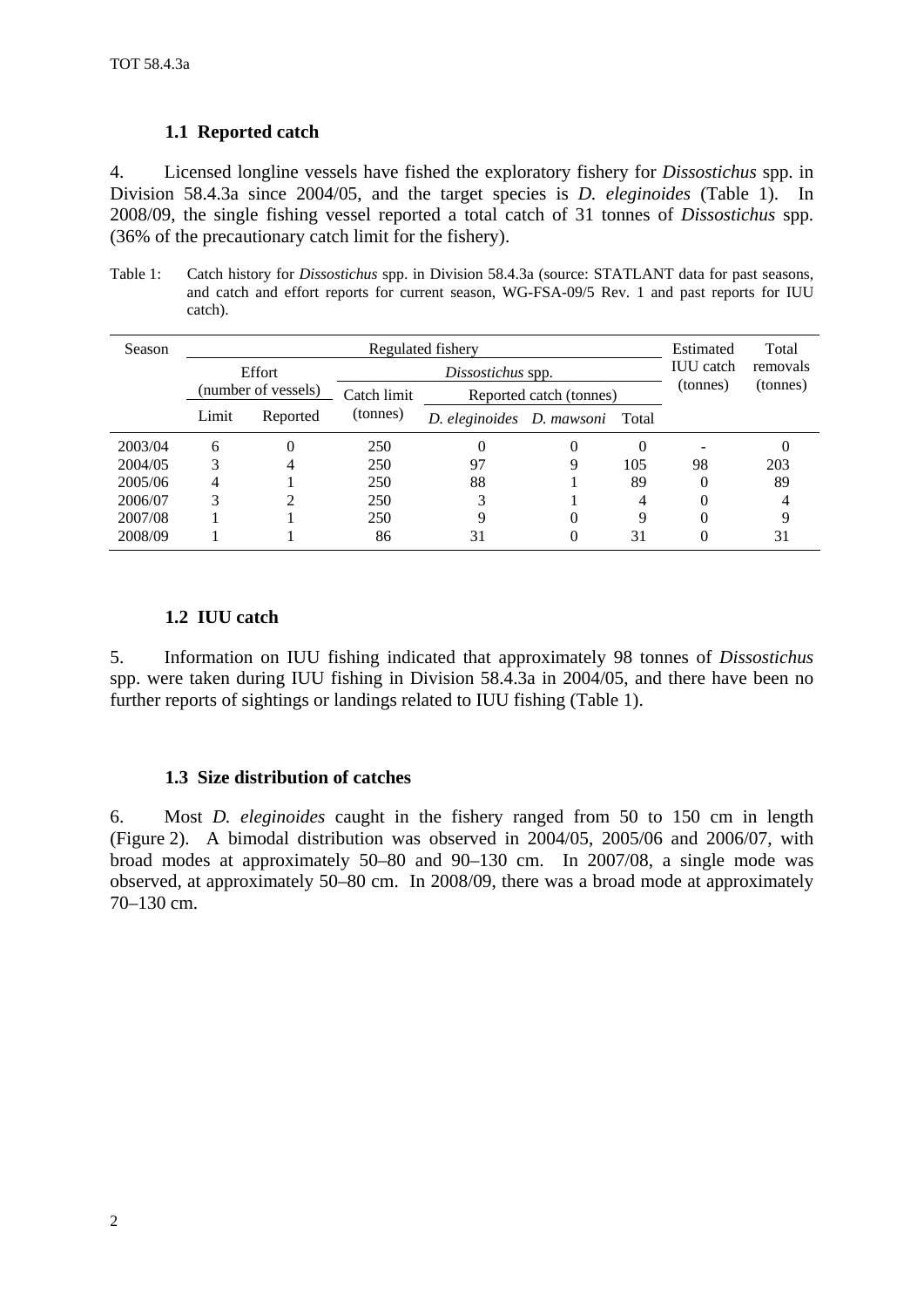### 1.1 Reported catch

4. Licensed longline vessels have fished the exploratory fishery for *Dissostichus* spp. in Division 58.4.3a since 2004/05, and the target species is *D. eleginoides* (Table 1). In 2008/09, the single fishing vessel reported a total catch of 31 tonnes of *Dissostichus* spp. (36% of the precautionary catch limit for the fishery).

Table 1: Catch history for *Dissostichus* spp. in Division 58.4.3a (source: STATLANT data for past seasons, and catch and effort reports for current season, WG-FSA-09/5 Rev. 1 and past reports for IUU catch).

| Season | Regulated fishery | | | | | | Estimated IUU catch (tonnes) | Total removals (tonnes) |
|---|---|---|---|---|---|---|---|---|
| | Effort (number of vessels) | | *Dissostichus* spp. | | | | | |
| | | | Catch limit (tonnes) | Reported catch (tonnes) | | | | |
| | Limit | Reported | | *D. eleginoides* | *D. mawsoni* | Total | | |
| 2003/04 | 6 | 0 | 250 | 0 | 0 | 0 | - | 0 |
| 2004/05 | 3 | 4 | 250 | 97 | 9 | 105 | 98 | 203 |
| 2005/06 | 4 | 1 | 250 | 88 | 1 | 89 | 0 | 89 |
| 2006/07 | 3 | 2 | 250 | 3 | 1 | 4 | 0 | 4 |
| 2007/08 | 1 | 1 | 250 | 9 | 0 | 9 | 0 | 9 |
| 2008/09 | 1 | 1 | 86 | 31 | 0 | 31 | 0 | 31 |

### 1.2 IUU catch

5. Information on IUU fishing indicated that approximately 98 tonnes of *Dissostichus* spp. were taken during IUU fishing in Division 58.4.3a in 2004/05, and there have been no further reports of sightings or landings related to IUU fishing (Table 1).

### 1.3 Size distribution of catches

6. Most *D. eleginoides* caught in the fishery ranged from 50 to 150 cm in length (Figure 2). A bimodal distribution was observed in 2004/05, 2005/06 and 2006/07, with broad modes at approximately 50–80 and 90–130 cm. In 2007/08, a single mode was observed, at approximately 50–80 cm. In 2008/09, there was a broad mode at approximately 70–130 cm.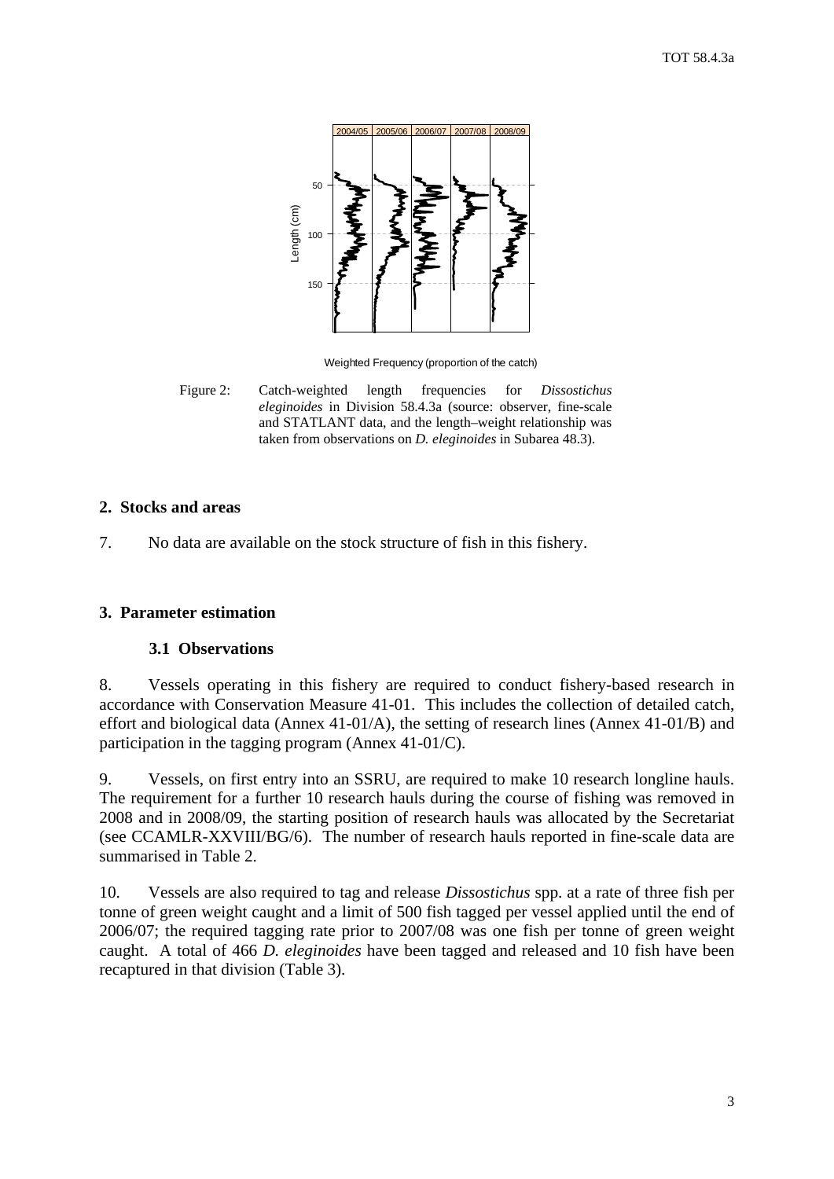Figure 2: Catch-weighted length frequencies for *Dissostichus eleginoides* in Division 58.4.3a (source: observer, fine-scale and STATLANT data, and the length–weight relationship was taken from observations on *D. eleginoides* in Subarea 48.3).

## 2. Stocks and areas

7. No data are available on the stock structure of fish in this fishery.

## 3. Parameter estimation

### 3.1 Observations

8. Vessels operating in this fishery are required to conduct fishery-based research in accordance with Conservation Measure 41-01. This includes the collection of detailed catch, effort and biological data (Annex 41-01/A), the setting of research lines (Annex 41-01/B) and participation in the tagging program (Annex 41-01/C).

9. Vessels, on first entry into an SSRU, are required to make 10 research longline hauls. The requirement for a further 10 research hauls during the course of fishing was removed in 2008 and in 2008/09, the starting position of research hauls was allocated by the Secretariat (see CCAMLR-XXVIII/BG/6). The number of research hauls reported in fine-scale data are summarised in Table 2.

10. Vessels are also required to tag and release *Dissostichus* spp. at a rate of three fish per tonne of green weight caught and a limit of 500 fish tagged per vessel applied until the end of 2006/07; the required tagging rate prior to 2007/08 was one fish per tonne of green weight caught. A total of 466 *D. eleginoides* have been tagged and released and 10 fish have been recaptured in that division (Table 3).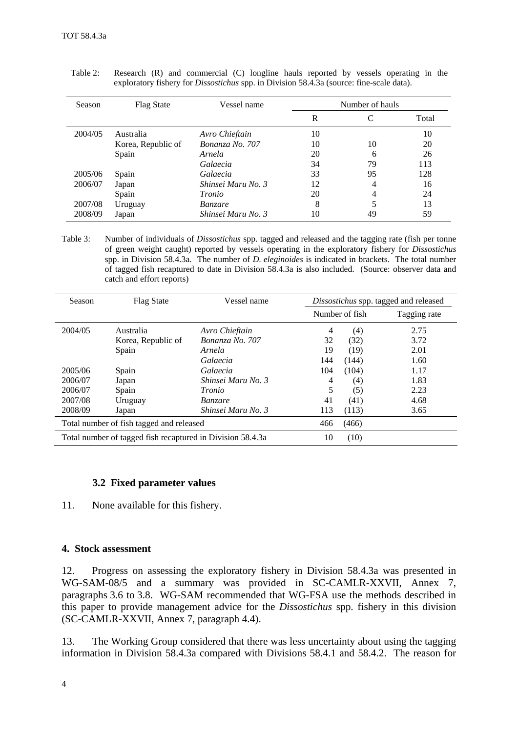Table 2: Research (R) and commercial (C) longline hauls reported by vessels operating in the exploratory fishery for *Dissostichus* spp. in Division 58.4.3a (source: fine-scale data).

| Season | Flag State | Vessel name | Number of hauls | | |
|---|---|---|---|---|---|
| | | | R | C | Total |
| 2004/05 | Australia | *Avro Chieftain* | 10 | | 10 |
| | Korea, Republic of | *Bonanza No. 707* | 10 | 10 | 20 |
| | Spain | *Arnela* | 20 | 6 | 26 |
| | | *Galaecia* | 34 | 79 | 113 |
| 2005/06 | Spain | *Galaecia* | 33 | 95 | 128 |
| 2006/07 | Japan | *Shinsei Maru No. 3* | 12 | 4 | 16 |
| | Spain | *Tronio* | 20 | 4 | 24 |
| 2007/08 | Uruguay | *Banzare* | 8 | 5 | 13 |
| 2008/09 | Japan | *Shinsei Maru No. 3* | 10 | 49 | 59 |

Table 3: Number of individuals of *Dissostichus* spp. tagged and released and the tagging rate (fish per tonne of green weight caught) reported by vessels operating in the exploratory fishery for *Dissostichus* spp. in Division 58.4.3a. The number of *D. eleginoides* is indicated in brackets. The total number of tagged fish recaptured to date in Division 58.4.3a is also included. (Source: observer data and catch and effort reports)

| Season | Flag State | Vessel name | *Dissostichus* spp. tagged and released | | |
|---|---|---|---|---|---|
| | | | Number of fish | | Tagging rate |
| 2004/05 | Australia | *Avro Chieftain* | 4 | (4) | 2.75 |
| | Korea, Republic of | *Bonanza No. 707* | 32 | (32) | 3.72 |
| | Spain | *Arnela* | 19 | (19) | 2.01 |
| | | *Galaecia* | 144 | (144) | 1.60 |
| 2005/06 | Spain | *Galaecia* | 104 | (104) | 1.17 |
| 2006/07 | Japan | *Shinsei Maru No. 3* | 4 | (4) | 1.83 |
| 2006/07 | Spain | *Tronio* | 5 | (5) | 2.23 |
| 2007/08 | Uruguay | *Banzare* | 41 | (41) | 4.68 |
| 2008/09 | Japan | *Shinsei Maru No. 3* | 113 | (113) | 3.65 |
| Total number of fish tagged and released | | | 466 | (466) | |
| Total number of tagged fish recaptured in Division 58.4.3a | | | 10 | (10) | |

### 3.2 Fixed parameter values

11. None available for this fishery.

## 4. Stock assessment

12. Progress on assessing the exploratory fishery in Division 58.4.3a was presented in WG-SAM-08/5 and a summary was provided in SC-CAMLR-XXVII, Annex 7, paragraphs 3.6 to 3.8. WG-SAM recommended that WG-FSA use the methods described in this paper to provide management advice for the *Dissostichus* spp. fishery in this division (SC-CAMLR-XXVII, Annex 7, paragraph 4.4).

13. The Working Group considered that there was less uncertainty about using the tagging information in Division 58.4.3a compared with Divisions 58.4.1 and 58.4.2. The reason for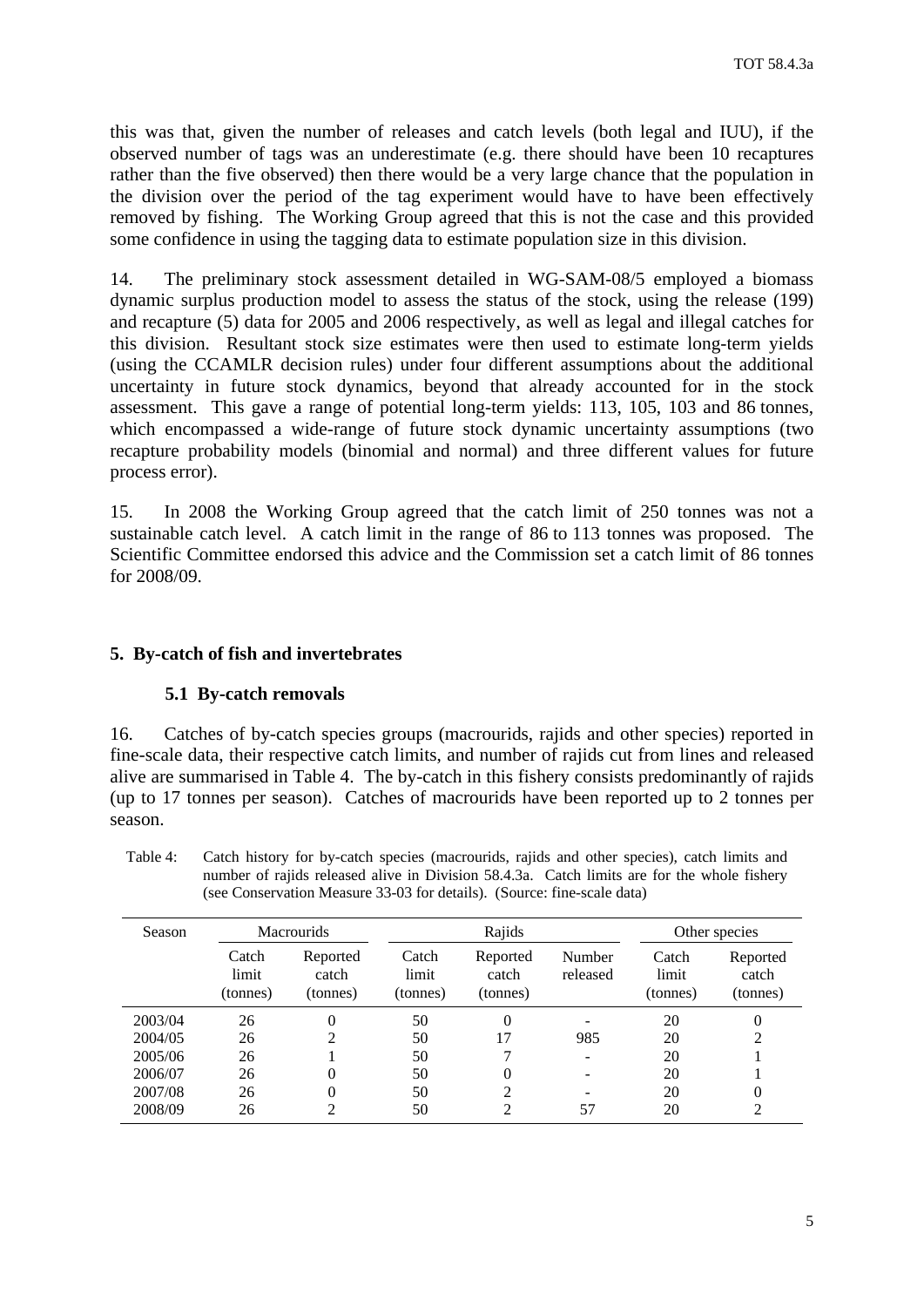this was that, given the number of releases and catch levels (both legal and IUU), if the observed number of tags was an underestimate (e.g. there should have been 10 recaptures rather than the five observed) then there would be a very large chance that the population in the division over the period of the tag experiment would have to have been effectively removed by fishing. The Working Group agreed that this is not the case and this provided some confidence in using the tagging data to estimate population size in this division.

14. The preliminary stock assessment detailed in WG-SAM-08/5 employed a biomass dynamic surplus production model to assess the status of the stock, using the release (199) and recapture (5) data for 2005 and 2006 respectively, as well as legal and illegal catches for this division. Resultant stock size estimates were then used to estimate long-term yields (using the CCAMLR decision rules) under four different assumptions about the additional uncertainty in future stock dynamics, beyond that already accounted for in the stock assessment. This gave a range of potential long-term yields: 113, 105, 103 and 86 tonnes, which encompassed a wide-range of future stock dynamic uncertainty assumptions (two recapture probability models (binomial and normal) and three different values for future process error).

15. In 2008 the Working Group agreed that the catch limit of 250 tonnes was not a sustainable catch level. A catch limit in the range of 86 to 113 tonnes was proposed. The Scientific Committee endorsed this advice and the Commission set a catch limit of 86 tonnes for 2008/09.

## 5. By-catch of fish and invertebrates

### 5.1 By-catch removals

16. Catches of by-catch species groups (macrourids, rajids and other species) reported in fine-scale data, their respective catch limits, and number of rajids cut from lines and released alive are summarised in Table 4. The by-catch in this fishery consists predominantly of rajids (up to 17 tonnes per season). Catches of macrourids have been reported up to 2 tonnes per season.

Table 4: Catch history for by-catch species (macrourids, rajids and other species), catch limits and number of rajids released alive in Division 58.4.3a. Catch limits are for the whole fishery (see Conservation Measure 33-03 for details). (Source: fine-scale data)

| Season | Macrourids | | Rajids | | | Other species | |
|---|---|---|---|---|---|---|---|
| | Catch limit (tonnes) | Reported catch (tonnes) | Catch limit (tonnes) | Reported catch (tonnes) | Number released | Catch limit (tonnes) | Reported catch (tonnes) |
| 2003/04 | 26 | 0 | 50 | 0 | - | 20 | 0 |
| 2004/05 | 26 | 2 | 50 | 17 | 985 | 20 | 2 |
| 2005/06 | 26 | 1 | 50 | 7 | - | 20 | 1 |
| 2006/07 | 26 | 0 | 50 | 0 | - | 20 | 1 |
| 2007/08 | 26 | 0 | 50 | 2 | - | 20 | 0 |
| 2008/09 | 26 | 2 | 50 | 2 | 57 | 20 | 2 |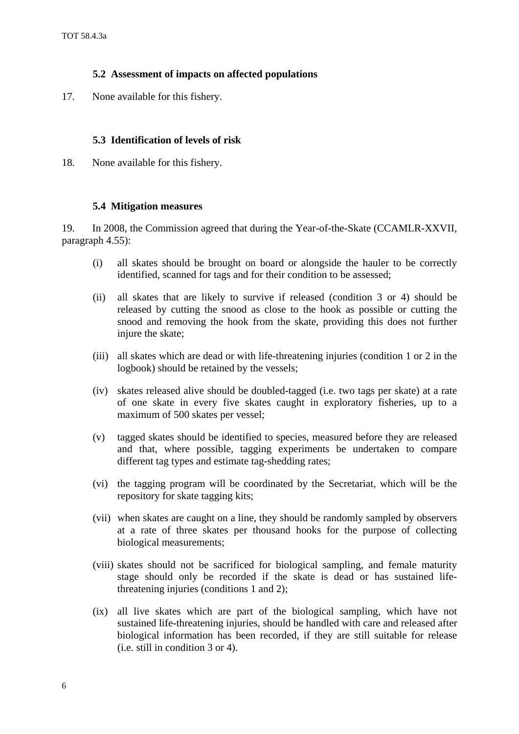### 5.2 Assessment of impacts on affected populations

17. None available for this fishery.

### 5.3 Identification of levels of risk

18. None available for this fishery.

### 5.4 Mitigation measures

19. In 2008, the Commission agreed that during the Year-of-the-Skate (CCAMLR-XXVII, paragraph 4.55):

(i) all skates should be brought on board or alongside the hauler to be correctly identified, scanned for tags and for their condition to be assessed;

(ii) all skates that are likely to survive if released (condition 3 or 4) should be released by cutting the snood as close to the hook as possible or cutting the snood and removing the hook from the skate, providing this does not further injure the skate;

(iii) all skates which are dead or with life-threatening injuries (condition 1 or 2 in the logbook) should be retained by the vessels;

(iv) skates released alive should be doubled-tagged (i.e. two tags per skate) at a rate of one skate in every five skates caught in exploratory fisheries, up to a maximum of 500 skates per vessel;

(v) tagged skates should be identified to species, measured before they are released and that, where possible, tagging experiments be undertaken to compare different tag types and estimate tag-shedding rates;

(vi) the tagging program will be coordinated by the Secretariat, which will be the repository for skate tagging kits;

(vii) when skates are caught on a line, they should be randomly sampled by observers at a rate of three skates per thousand hooks for the purpose of collecting biological measurements;

(viii) skates should not be sacrificed for biological sampling, and female maturity stage should only be recorded if the skate is dead or has sustained life-threatening injuries (conditions 1 and 2);

(ix) all live skates which are part of the biological sampling, which have not sustained life-threatening injuries, should be handled with care and released after biological information has been recorded, if they are still suitable for release (i.e. still in condition 3 or 4).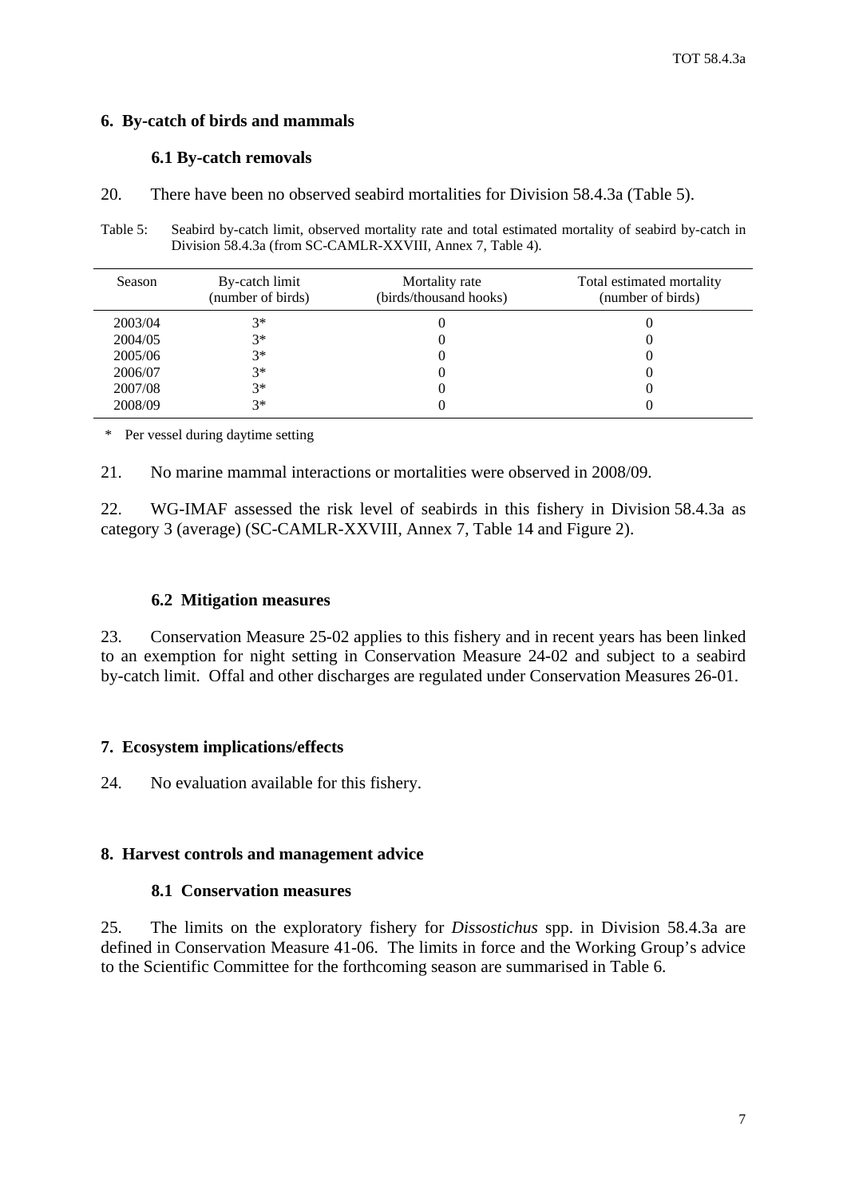## 6. By-catch of birds and mammals

### 6.1 By-catch removals

20. There have been no observed seabird mortalities for Division 58.4.3a (Table 5).

Table 5: Seabird by-catch limit, observed mortality rate and total estimated mortality of seabird by-catch in Division 58.4.3a (from SC-CAMLR-XXVIII, Annex 7, Table 4).

| Season | By-catch limit (number of birds) | Mortality rate (birds/thousand hooks) | Total estimated mortality (number of birds) |
|---|---|---|---|
| 2003/04 | 3* | 0 | 0 |
| 2004/05 | 3* | 0 | 0 |
| 2005/06 | 3* | 0 | 0 |
| 2006/07 | 3* | 0 | 0 |
| 2007/08 | 3* | 0 | 0 |
| 2008/09 | 3* | 0 | 0 |

\* Per vessel during daytime setting

21. No marine mammal interactions or mortalities were observed in 2008/09.

22. WG-IMAF assessed the risk level of seabirds in this fishery in Division 58.4.3a as category 3 (average) (SC-CAMLR-XXVIII, Annex 7, Table 14 and Figure 2).

### 6.2 Mitigation measures

23. Conservation Measure 25-02 applies to this fishery and in recent years has been linked to an exemption for night setting in Conservation Measure 24-02 and subject to a seabird by-catch limit. Offal and other discharges are regulated under Conservation Measures 26-01.

## 7. Ecosystem implications/effects

24. No evaluation available for this fishery.

## 8. Harvest controls and management advice

### 8.1 Conservation measures

25. The limits on the exploratory fishery for *Dissostichus* spp. in Division 58.4.3a are defined in Conservation Measure 41-06. The limits in force and the Working Group's advice to the Scientific Committee for the forthcoming season are summarised in Table 6.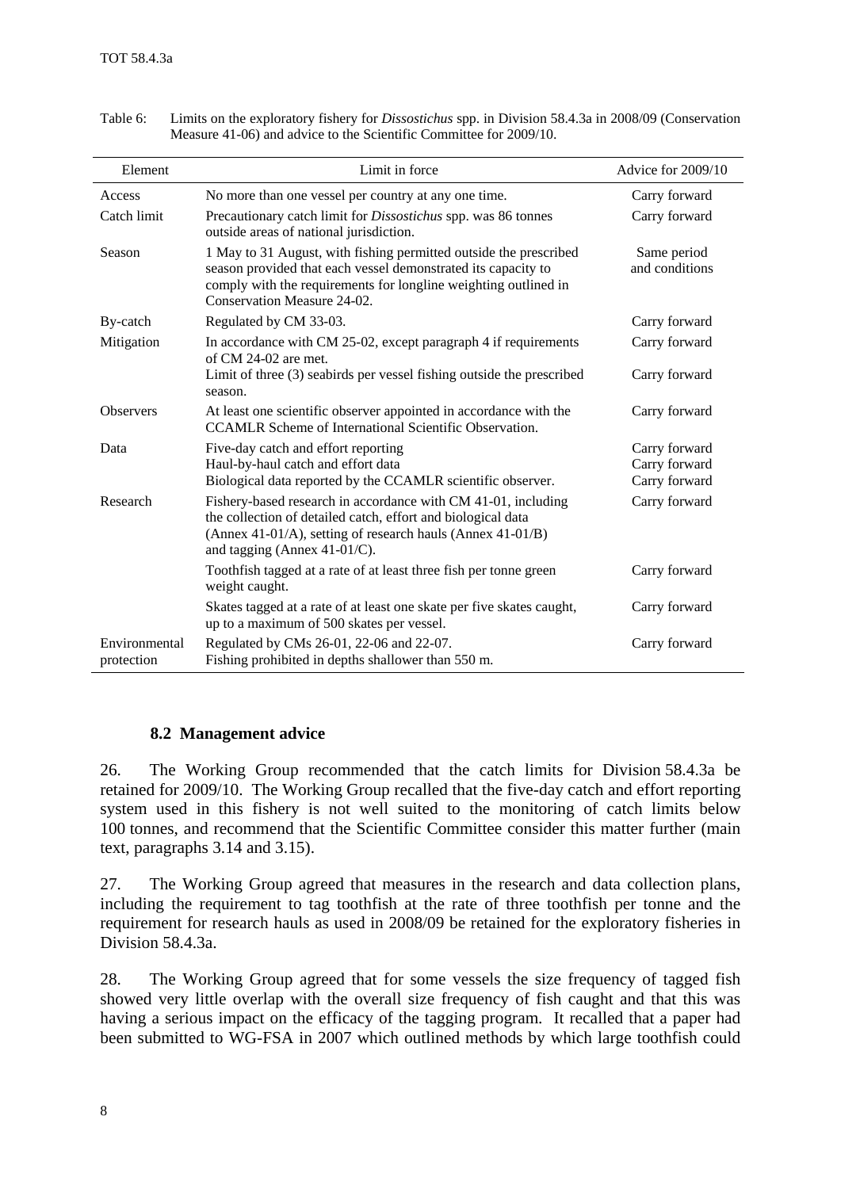Table 6: Limits on the exploratory fishery for *Dissostichus* spp. in Division 58.4.3a in 2008/09 (Conservation Measure 41-06) and advice to the Scientific Committee for 2009/10.

| Element | Limit in force | Advice for 2009/10 |
|---|---|---|
| Access | No more than one vessel per country at any one time. | Carry forward |
| Catch limit | Precautionary catch limit for *Dissostichus* spp. was 86 tonnes outside areas of national jurisdiction. | Carry forward |
| Season | 1 May to 31 August, with fishing permitted outside the prescribed season provided that each vessel demonstrated its capacity to comply with the requirements for longline weighting outlined in Conservation Measure 24-02. | Same period and conditions |
| By-catch | Regulated by CM 33-03. | Carry forward |
| Mitigation | In accordance with CM 25-02, except paragraph 4 if requirements of CM 24-02 are met. | Carry forward |
| | Limit of three (3) seabirds per vessel fishing outside the prescribed season. | Carry forward |
| Observers | At least one scientific observer appointed in accordance with the CCAMLR Scheme of International Scientific Observation. | Carry forward |
| Data | Five-day catch and effort reporting<br>Haul-by-haul catch and effort data<br>Biological data reported by the CCAMLR scientific observer. | Carry forward<br>Carry forward<br>Carry forward |
| Research | Fishery-based research in accordance with CM 41-01, including the collection of detailed catch, effort and biological data (Annex 41-01/A), setting of research hauls (Annex 41-01/B) and tagging (Annex 41-01/C). | Carry forward |
| | Toothfish tagged at a rate of at least three fish per tonne green weight caught. | Carry forward |
| | Skates tagged at a rate of at least one skate per five skates caught, up to a maximum of 500 skates per vessel. | Carry forward |
| Environmental protection | Regulated by CMs 26-01, 22-06 and 22-07.<br>Fishing prohibited in depths shallower than 550 m. | Carry forward |

### 8.2 Management advice

26. The Working Group recommended that the catch limits for Division 58.4.3a be retained for 2009/10. The Working Group recalled that the five-day catch and effort reporting system used in this fishery is not well suited to the monitoring of catch limits below 100 tonnes, and recommend that the Scientific Committee consider this matter further (main text, paragraphs 3.14 and 3.15).

27. The Working Group agreed that measures in the research and data collection plans, including the requirement to tag toothfish at the rate of three toothfish per tonne and the requirement for research hauls as used in 2008/09 be retained for the exploratory fisheries in Division 58.4.3a.

28. The Working Group agreed that for some vessels the size frequency of tagged fish showed very little overlap with the overall size frequency of fish caught and that this was having a serious impact on the efficacy of the tagging program. It recalled that a paper had been submitted to WG-FSA in 2007 which outlined methods by which large toothfish could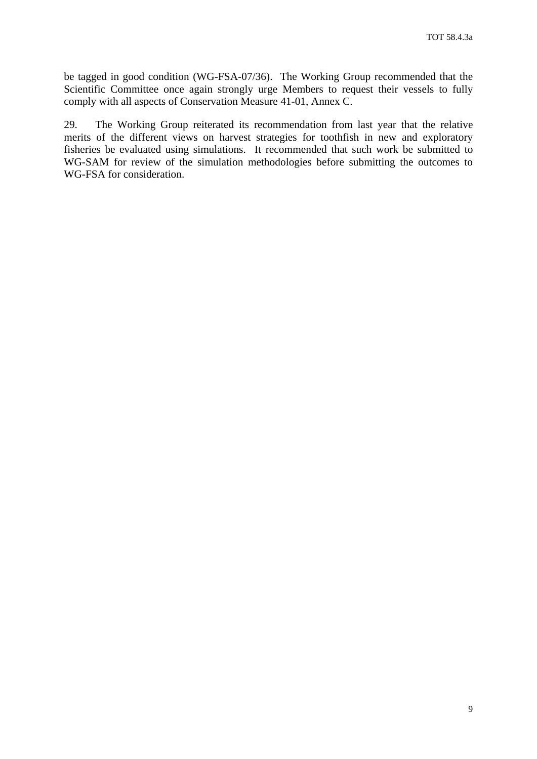be tagged in good condition (WG-FSA-07/36). The Working Group recommended that the Scientific Committee once again strongly urge Members to request their vessels to fully comply with all aspects of Conservation Measure 41-01, Annex C.

29. The Working Group reiterated its recommendation from last year that the relative merits of the different views on harvest strategies for toothfish in new and exploratory fisheries be evaluated using simulations. It recommended that such work be submitted to WG-SAM for review of the simulation methodologies before submitting the outcomes to WG-FSA for consideration.